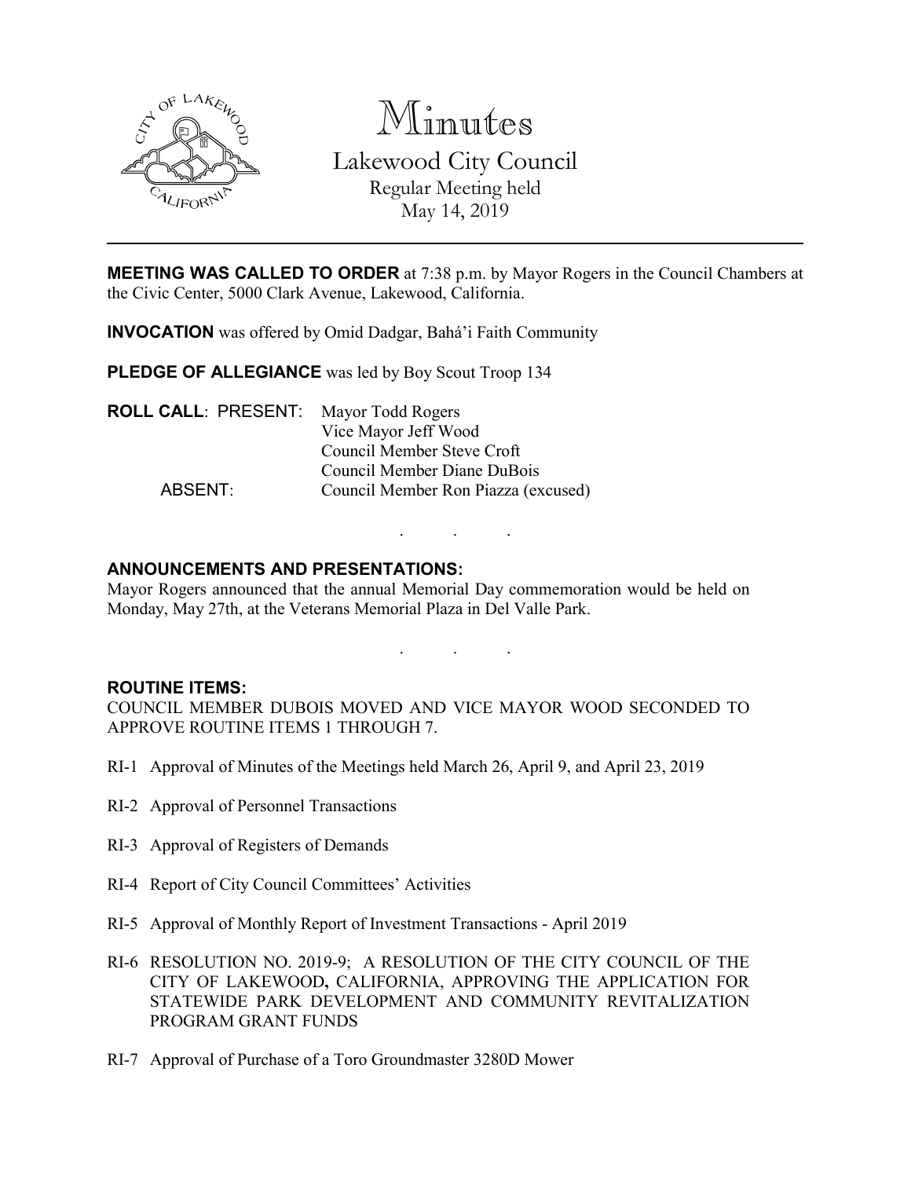# Minutes

## Lakewood City Council

Regular Meeting held
May 14, 2019

---

**MEETING WAS CALLED TO ORDER** at 7:38 p.m. by Mayor Rogers in the Council Chambers at the Civic Center, 5000 Clark Avenue, Lakewood, California.

**INVOCATION** was offered by Omid Dadgar, Bahá'i Faith Community

**PLEDGE OF ALLEGIANCE** was led by Boy Scout Troop 134

**ROLL CALL**: PRESENT: Mayor Todd Rogers
Vice Mayor Jeff Wood
Council Member Steve Croft
Council Member Diane DuBois

ABSENT: Council Member Ron Piazza (excused)

. . .

**ANNOUNCEMENTS AND PRESENTATIONS:**

Mayor Rogers announced that the annual Memorial Day commemoration would be held on Monday, May 27th, at the Veterans Memorial Plaza in Del Valle Park.

. . .

**ROUTINE ITEMS:**

COUNCIL MEMBER DUBOIS MOVED AND VICE MAYOR WOOD SECONDED TO APPROVE ROUTINE ITEMS 1 THROUGH 7.

RI-1 Approval of Minutes of the Meetings held March 26, April 9, and April 23, 2019

RI-2 Approval of Personnel Transactions

RI-3 Approval of Registers of Demands

RI-4 Report of City Council Committees' Activities

RI-5 Approval of Monthly Report of Investment Transactions - April 2019

RI-6 RESOLUTION NO. 2019-9; A RESOLUTION OF THE CITY COUNCIL OF THE CITY OF LAKEWOOD, CALIFORNIA, APPROVING THE APPLICATION FOR STATEWIDE PARK DEVELOPMENT AND COMMUNITY REVITALIZATION PROGRAM GRANT FUNDS

RI-7 Approval of Purchase of a Toro Groundmaster 3280D Mower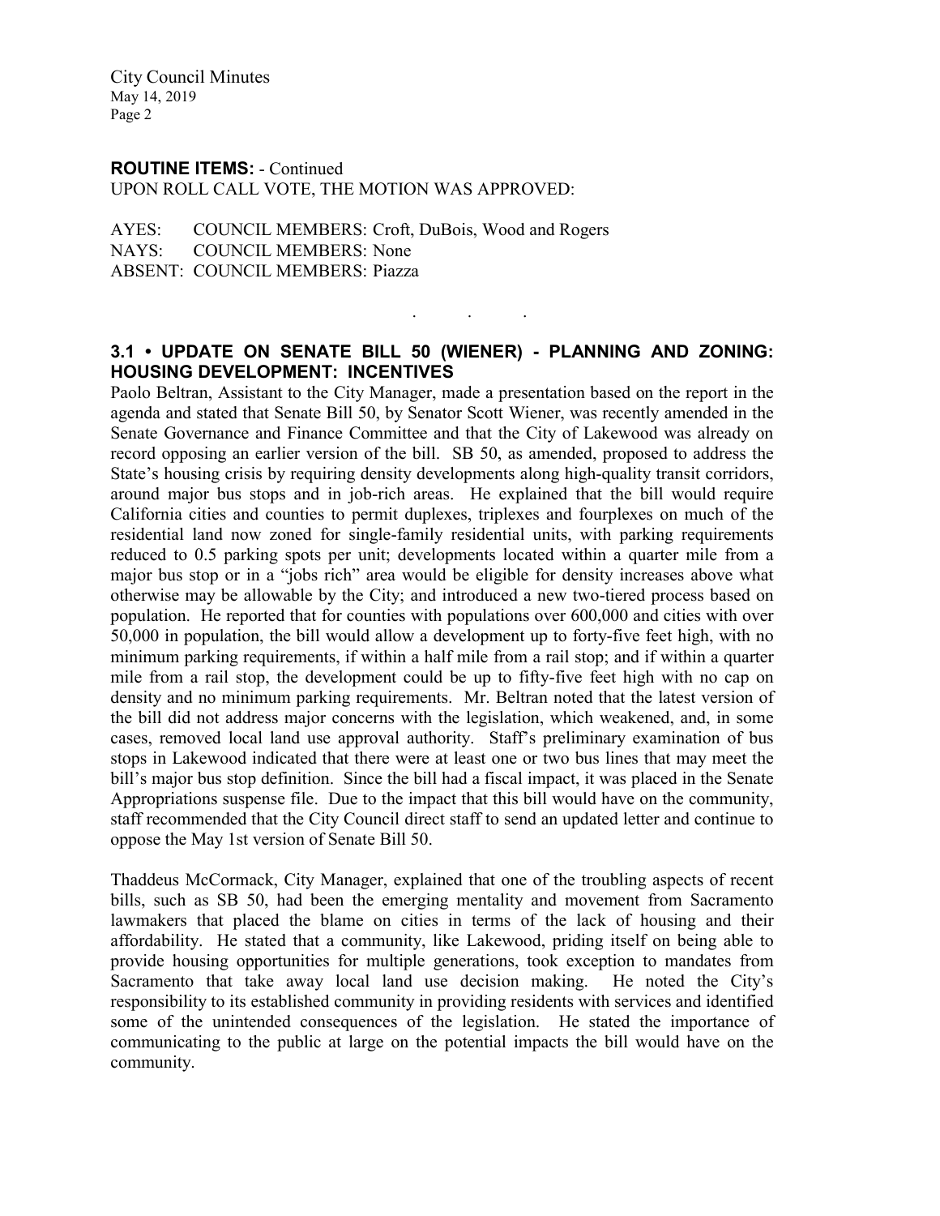**ROUTINE ITEMS:** - Continued
UPON ROLL CALL VOTE, THE MOTION WAS APPROVED:

AYES: COUNCIL MEMBERS: Croft, DuBois, Wood and Rogers
NAYS: COUNCIL MEMBERS: None
ABSENT: COUNCIL MEMBERS: Piazza

. . .

### 3.1 • UPDATE ON SENATE BILL 50 (WIENER) - PLANNING AND ZONING: HOUSING DEVELOPMENT: INCENTIVES

Paolo Beltran, Assistant to the City Manager, made a presentation based on the report in the agenda and stated that Senate Bill 50, by Senator Scott Wiener, was recently amended in the Senate Governance and Finance Committee and that the City of Lakewood was already on record opposing an earlier version of the bill. SB 50, as amended, proposed to address the State's housing crisis by requiring density developments along high-quality transit corridors, around major bus stops and in job-rich areas. He explained that the bill would require California cities and counties to permit duplexes, triplexes and fourplexes on much of the residential land now zoned for single-family residential units, with parking requirements reduced to 0.5 parking spots per unit; developments located within a quarter mile from a major bus stop or in a "jobs rich" area would be eligible for density increases above what otherwise may be allowable by the City; and introduced a new two-tiered process based on population. He reported that for counties with populations over 600,000 and cities with over 50,000 in population, the bill would allow a development up to forty-five feet high, with no minimum parking requirements, if within a half mile from a rail stop; and if within a quarter mile from a rail stop, the development could be up to fifty-five feet high with no cap on density and no minimum parking requirements. Mr. Beltran noted that the latest version of the bill did not address major concerns with the legislation, which weakened, and, in some cases, removed local land use approval authority. Staff's preliminary examination of bus stops in Lakewood indicated that there were at least one or two bus lines that may meet the bill's major bus stop definition. Since the bill had a fiscal impact, it was placed in the Senate Appropriations suspense file. Due to the impact that this bill would have on the community, staff recommended that the City Council direct staff to send an updated letter and continue to oppose the May 1st version of Senate Bill 50.

Thaddeus McCormack, City Manager, explained that one of the troubling aspects of recent bills, such as SB 50, had been the emerging mentality and movement from Sacramento lawmakers that placed the blame on cities in terms of the lack of housing and their affordability. He stated that a community, like Lakewood, priding itself on being able to provide housing opportunities for multiple generations, took exception to mandates from Sacramento that take away local land use decision making. He noted the City's responsibility to its established community in providing residents with services and identified some of the unintended consequences of the legislation. He stated the importance of communicating to the public at large on the potential impacts the bill would have on the community.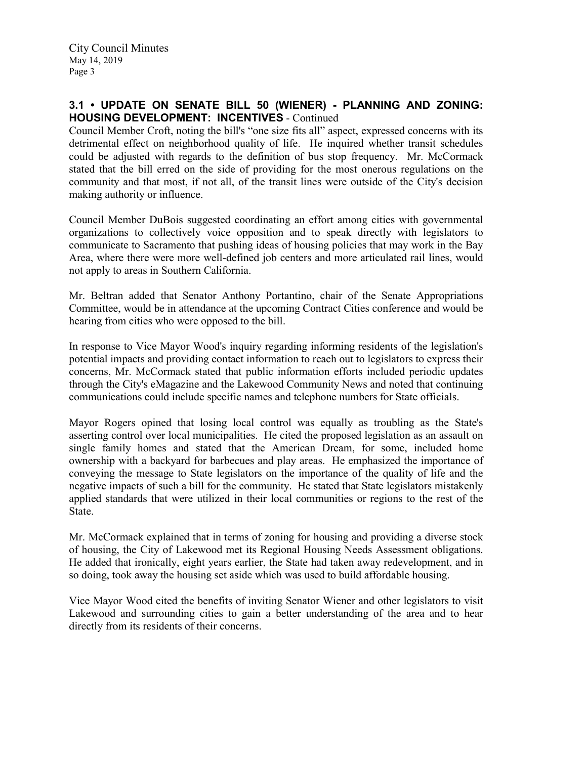### 3.1 • UPDATE ON SENATE BILL 50 (WIENER) - PLANNING AND ZONING: HOUSING DEVELOPMENT: INCENTIVES - Continued

Council Member Croft, noting the bill's "one size fits all" aspect, expressed concerns with its detrimental effect on neighborhood quality of life. He inquired whether transit schedules could be adjusted with regards to the definition of bus stop frequency. Mr. McCormack stated that the bill erred on the side of providing for the most onerous regulations on the community and that most, if not all, of the transit lines were outside of the City's decision making authority or influence.

Council Member DuBois suggested coordinating an effort among cities with governmental organizations to collectively voice opposition and to speak directly with legislators to communicate to Sacramento that pushing ideas of housing policies that may work in the Bay Area, where there were more well-defined job centers and more articulated rail lines, would not apply to areas in Southern California.

Mr. Beltran added that Senator Anthony Portantino, chair of the Senate Appropriations Committee, would be in attendance at the upcoming Contract Cities conference and would be hearing from cities who were opposed to the bill.

In response to Vice Mayor Wood's inquiry regarding informing residents of the legislation's potential impacts and providing contact information to reach out to legislators to express their concerns, Mr. McCormack stated that public information efforts included periodic updates through the City's eMagazine and the Lakewood Community News and noted that continuing communications could include specific names and telephone numbers for State officials.

Mayor Rogers opined that losing local control was equally as troubling as the State's asserting control over local municipalities. He cited the proposed legislation as an assault on single family homes and stated that the American Dream, for some, included home ownership with a backyard for barbecues and play areas. He emphasized the importance of conveying the message to State legislators on the importance of the quality of life and the negative impacts of such a bill for the community. He stated that State legislators mistakenly applied standards that were utilized in their local communities or regions to the rest of the State.

Mr. McCormack explained that in terms of zoning for housing and providing a diverse stock of housing, the City of Lakewood met its Regional Housing Needs Assessment obligations. He added that ironically, eight years earlier, the State had taken away redevelopment, and in so doing, took away the housing set aside which was used to build affordable housing.

Vice Mayor Wood cited the benefits of inviting Senator Wiener and other legislators to visit Lakewood and surrounding cities to gain a better understanding of the area and to hear directly from its residents of their concerns.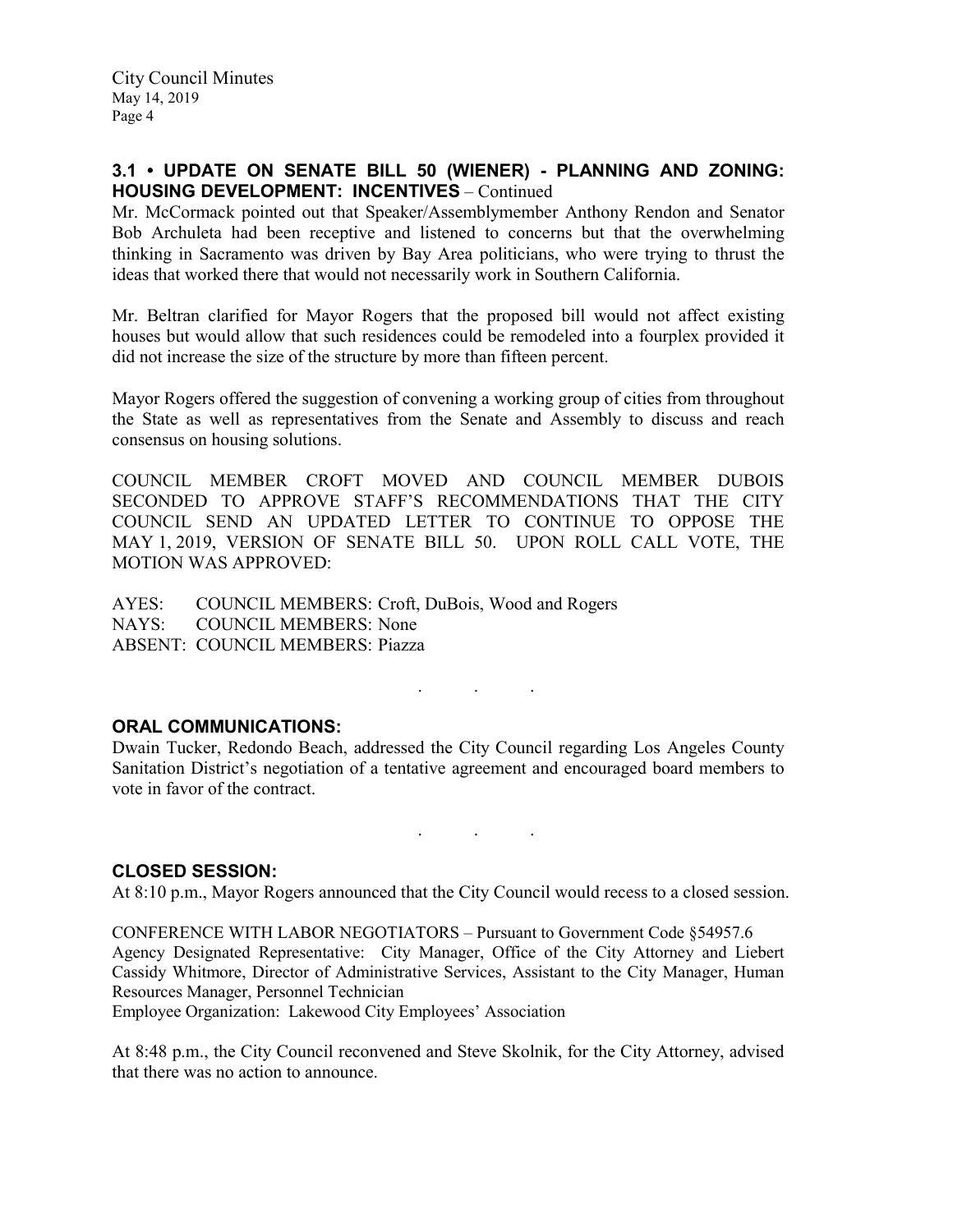### 3.1 • UPDATE ON SENATE BILL 50 (WIENER) - PLANNING AND ZONING: HOUSING DEVELOPMENT: INCENTIVES – Continued

Mr. McCormack pointed out that Speaker/Assemblymember Anthony Rendon and Senator Bob Archuleta had been receptive and listened to concerns but that the overwhelming thinking in Sacramento was driven by Bay Area politicians, who were trying to thrust the ideas that worked there that would not necessarily work in Southern California.

Mr. Beltran clarified for Mayor Rogers that the proposed bill would not affect existing houses but would allow that such residences could be remodeled into a fourplex provided it did not increase the size of the structure by more than fifteen percent.

Mayor Rogers offered the suggestion of convening a working group of cities from throughout the State as well as representatives from the Senate and Assembly to discuss and reach consensus on housing solutions.

COUNCIL MEMBER CROFT MOVED AND COUNCIL MEMBER DUBOIS SECONDED TO APPROVE STAFF'S RECOMMENDATIONS THAT THE CITY COUNCIL SEND AN UPDATED LETTER TO CONTINUE TO OPPOSE THE MAY 1, 2019, VERSION OF SENATE BILL 50. UPON ROLL CALL VOTE, THE MOTION WAS APPROVED:

AYES: COUNCIL MEMBERS: Croft, DuBois, Wood and Rogers
NAYS: COUNCIL MEMBERS: None
ABSENT: COUNCIL MEMBERS: Piazza

. . .

### ORAL COMMUNICATIONS:

Dwain Tucker, Redondo Beach, addressed the City Council regarding Los Angeles County Sanitation District's negotiation of a tentative agreement and encouraged board members to vote in favor of the contract.

. . .

### CLOSED SESSION:

At 8:10 p.m., Mayor Rogers announced that the City Council would recess to a closed session.

CONFERENCE WITH LABOR NEGOTIATORS – Pursuant to Government Code §54957.6
Agency Designated Representative: City Manager, Office of the City Attorney and Liebert Cassidy Whitmore, Director of Administrative Services, Assistant to the City Manager, Human Resources Manager, Personnel Technician
Employee Organization: Lakewood City Employees' Association

At 8:48 p.m., the City Council reconvened and Steve Skolnik, for the City Attorney, advised that there was no action to announce.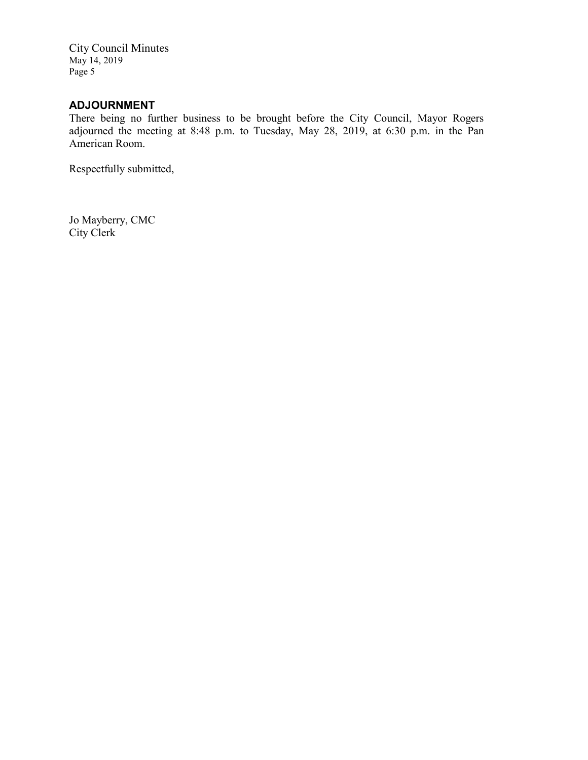## ADJOURNMENT

There being no further business to be brought before the City Council, Mayor Rogers adjourned the meeting at 8:48 p.m. to Tuesday, May 28, 2019, at 6:30 p.m. in the Pan American Room.

Respectfully submitted,

Jo Mayberry, CMC
City Clerk